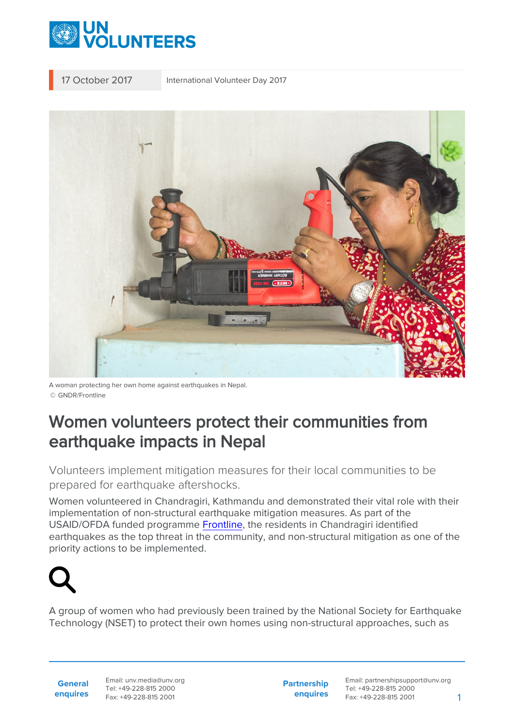17 October 2017 | International Volunteer Day 2017

A woman protecting her own home against earthquakes in Nepal.
© GNDR/Frontline

# Women volunteers protect their communities from earthquake impacts in Nepal

Volunteers implement mitigation measures for their local communities to be prepared for earthquake aftershocks.

Women volunteered in Chandragiri, Kathmandu and demonstrated their vital role with their implementation of non-structural earthquake mitigation measures. As part of the USAID/OFDA funded programme Frontline, the residents in Chandragiri identified earthquakes as the top threat in the community, and non-structural mitigation as one of the priority actions to be implemented.

A group of women who had previously been trained by the National Society for Earthquake Technology (NSET) to protect their own homes using non-structural approaches, such as

**General enquires** Email: unv.media@unv.org Tel: +49-228-815 2000 Fax: +49-228-815 2001

**Partnership enquires** Email: partnershipsupport@unv.org Tel: +49-228-815 2000 Fax: +49-228-815 2001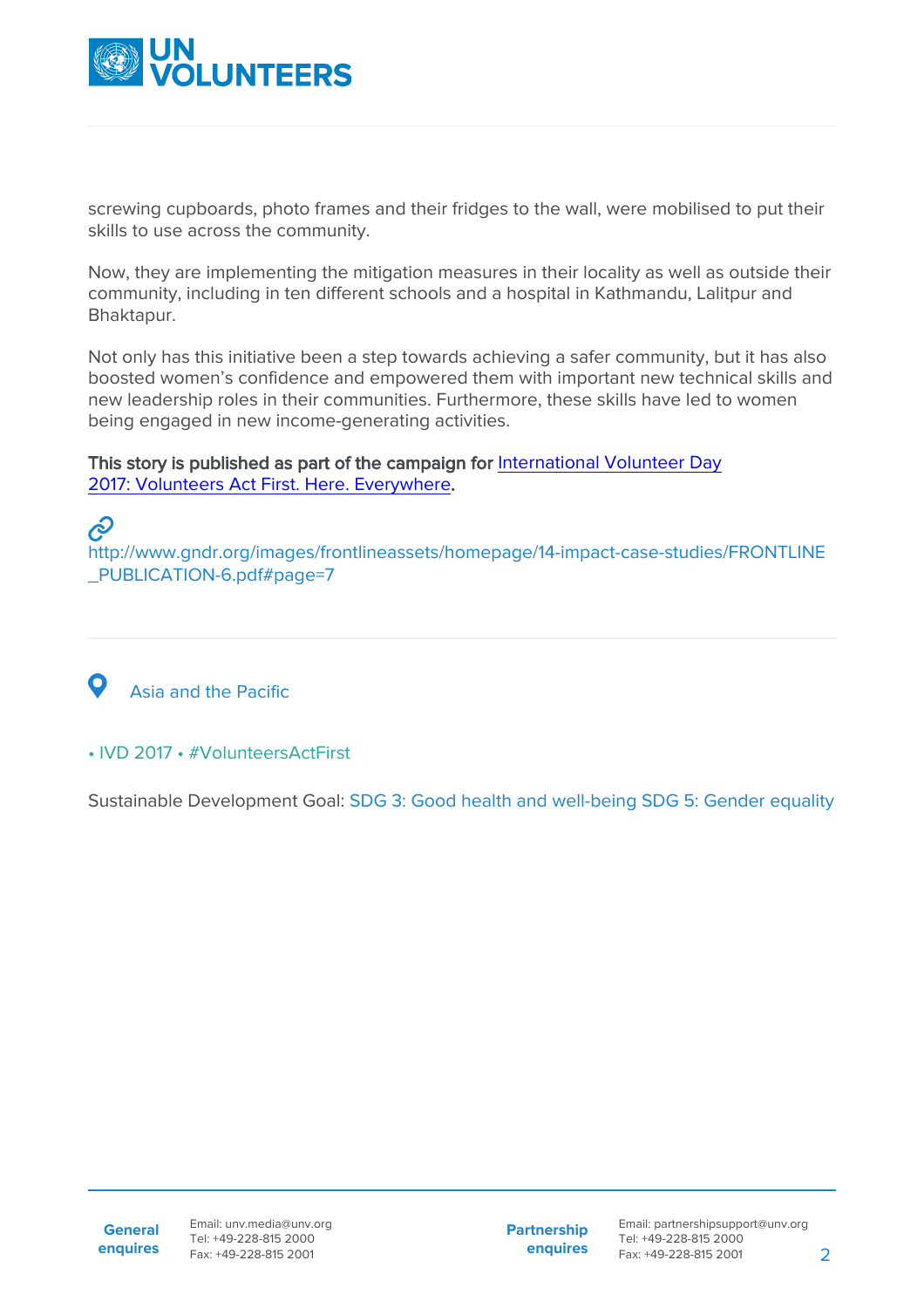screwing cupboards, photo frames and their fridges to the wall, were mobilised to put their skills to use across the community.

Now, they are implementing the mitigation measures in their locality as well as outside their community, including in ten different schools and a hospital in Kathmandu, Lalitpur and Bhaktapur.

Not only has this initiative been a step towards achieving a safer community, but it has also boosted women's confidence and empowered them with important new technical skills and new leadership roles in their communities. Furthermore, these skills have led to women being engaged in new income-generating activities.

**This story is published as part of the campaign for** International Volunteer Day 2017: Volunteers Act First. Here. Everywhere.

http://www.gndr.org/images/frontlineassets/homepage/14-impact-case-studies/FRONTLINE_PUBLICATION-6.pdf#page=7

Asia and the Pacific

• IVD 2017 • #VolunteersActFirst

Sustainable Development Goal: SDG 3: Good health and well-being SDG 5: Gender equality

**General enquires** Email: unv.media@unv.org Tel: +49-228-815 2000 Fax: +49-228-815 2001

**Partnership enquires** Email: partnershipsupport@unv.org Tel: +49-228-815 2000 Fax: +49-228-815 2001